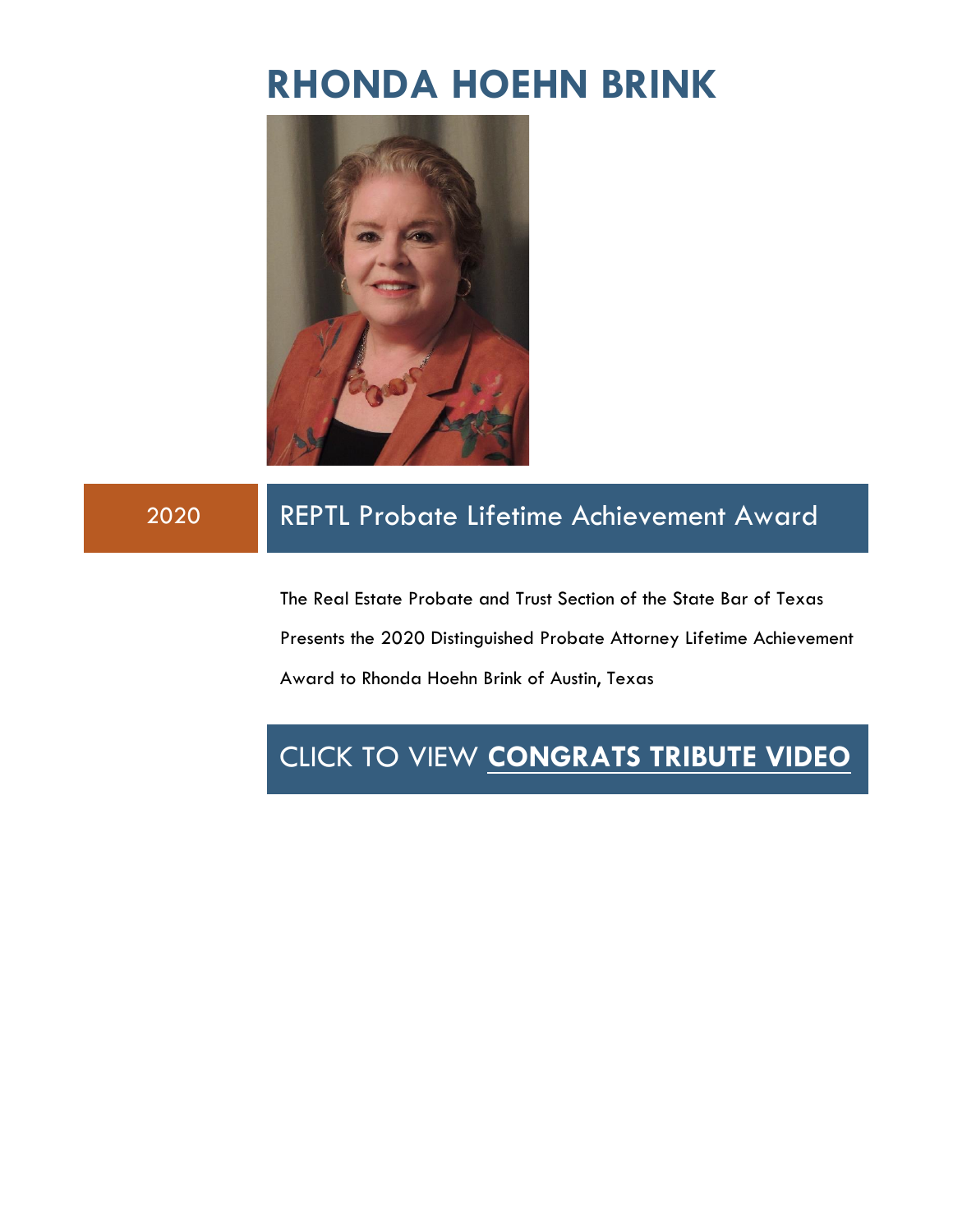# RHONDA HOEHN BRINK

2020 | REPTL Probate Lifetime Achievement Award

The Real Estate Probate and Trust Section of the State Bar of Texas Presents the 2020 Distinguished Probate Attorney Lifetime Achievement Award to Rhonda Hoehn Brink of Austin, Texas

CLICK TO VIEW **CONGRATS TRIBUTE VIDEO**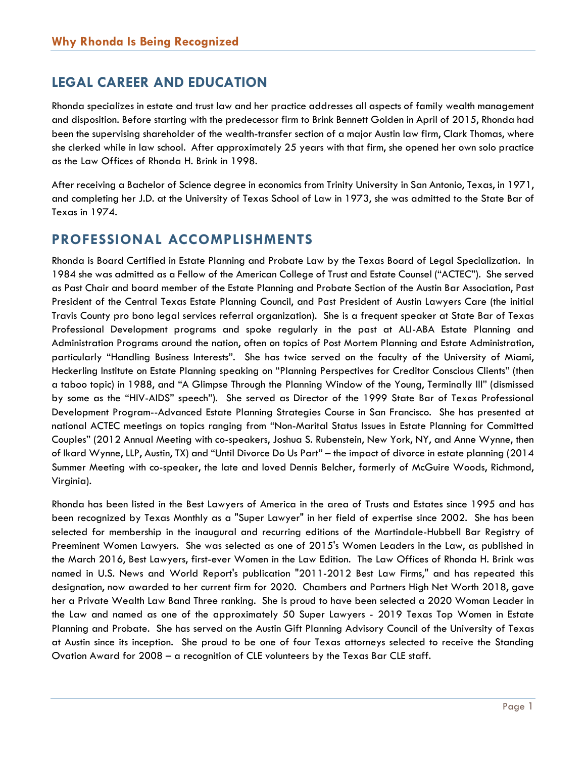## Why Rhonda Is Being Recognized

# LEGAL CAREER AND EDUCATION

Rhonda specializes in estate and trust law and her practice addresses all aspects of family wealth management and disposition. Before starting with the predecessor firm to Brink Bennett Golden in April of 2015, Rhonda had been the supervising shareholder of the wealth-transfer section of a major Austin law firm, Clark Thomas, where she clerked while in law school. After approximately 25 years with that firm, she opened her own solo practice as the Law Offices of Rhonda H. Brink in 1998.

After receiving a Bachelor of Science degree in economics from Trinity University in San Antonio, Texas, in 1971, and completing her J.D. at the University of Texas School of Law in 1973, she was admitted to the State Bar of Texas in 1974.

# PROFESSIONAL ACCOMPLISHMENTS

Rhonda is Board Certified in Estate Planning and Probate Law by the Texas Board of Legal Specialization. In 1984 she was admitted as a Fellow of the American College of Trust and Estate Counsel ("ACTEC"). She served as Past Chair and board member of the Estate Planning and Probate Section of the Austin Bar Association, Past President of the Central Texas Estate Planning Council, and Past President of Austin Lawyers Care (the initial Travis County pro bono legal services referral organization). She is a frequent speaker at State Bar of Texas Professional Development programs and spoke regularly in the past at ALI-ABA Estate Planning and Administration Programs around the nation, often on topics of Post Mortem Planning and Estate Administration, particularly "Handling Business Interests". She has twice served on the faculty of the University of Miami, Heckerling Institute on Estate Planning speaking on "Planning Perspectives for Creditor Conscious Clients" (then a taboo topic) in 1988, and "A Glimpse Through the Planning Window of the Young, Terminally Ill" (dismissed by some as the "HIV-AIDS" speech"). She served as Director of the 1999 State Bar of Texas Professional Development Program--Advanced Estate Planning Strategies Course in San Francisco. She has presented at national ACTEC meetings on topics ranging from "Non-Marital Status Issues in Estate Planning for Committed Couples" (2012 Annual Meeting with co-speakers, Joshua S. Rubenstein, New York, NY, and Anne Wynne, then of Ikard Wynne, LLP, Austin, TX) and "Until Divorce Do Us Part" – the impact of divorce in estate planning (2014 Summer Meeting with co-speaker, the late and loved Dennis Belcher, formerly of McGuire Woods, Richmond, Virginia).

Rhonda has been listed in the Best Lawyers of America in the area of Trusts and Estates since 1995 and has been recognized by Texas Monthly as a "Super Lawyer" in her field of expertise since 2002. She has been selected for membership in the inaugural and recurring editions of the Martindale-Hubbell Bar Registry of Preeminent Women Lawyers. She was selected as one of 2015's Women Leaders in the Law, as published in the March 2016, Best Lawyers, first-ever Women in the Law Edition. The Law Offices of Rhonda H. Brink was named in U.S. News and World Report's publication "2011-2012 Best Law Firms," and has repeated this designation, now awarded to her current firm for 2020. Chambers and Partners High Net Worth 2018, gave her a Private Wealth Law Band Three ranking. She is proud to have been selected a 2020 Woman Leader in the Law and named as one of the approximately 50 Super Lawyers - 2019 Texas Top Women in Estate Planning and Probate. She has served on the Austin Gift Planning Advisory Council of the University of Texas at Austin since its inception. She proud to be one of four Texas attorneys selected to receive the Standing Ovation Award for 2008 – a recognition of CLE volunteers by the Texas Bar CLE staff.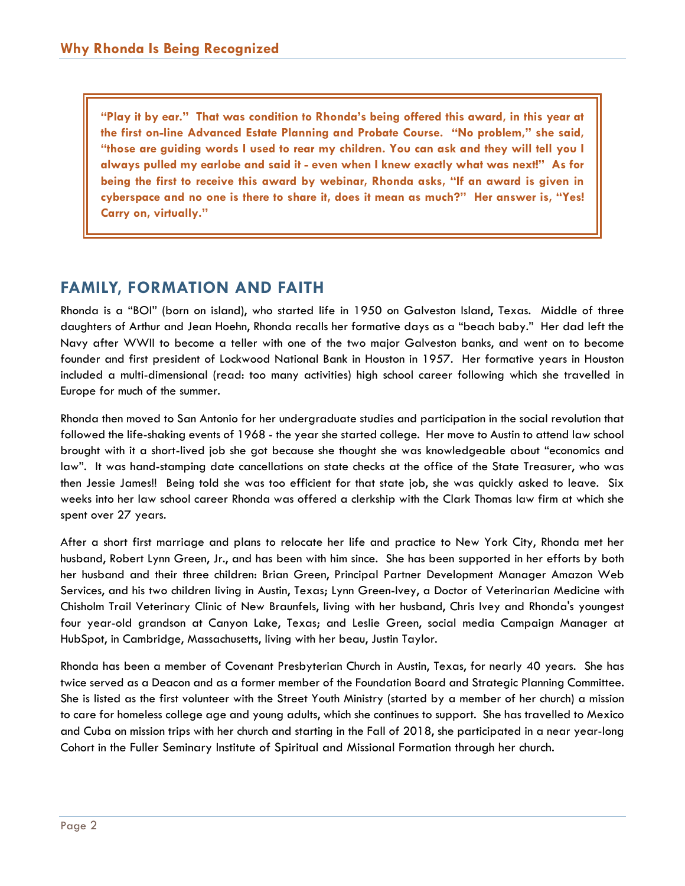## Why Rhonda Is Being Recognized

**"Play it by ear." That was condition to Rhonda's being offered this award, in this year at the first on-line Advanced Estate Planning and Probate Course. "No problem," she said, "those are guiding words I used to rear my children. You can ask and they will tell you I always pulled my earlobe and said it - even when I knew exactly what was next!" As for being the first to receive this award by webinar, Rhonda asks, "If an award is given in cyberspace and no one is there to share it, does it mean as much?" Her answer is, "Yes! Carry on, virtually."**

## FAMILY, FORMATION AND FAITH

Rhonda is a "BOI" (born on island), who started life in 1950 on Galveston Island, Texas. Middle of three daughters of Arthur and Jean Hoehn, Rhonda recalls her formative days as a "beach baby." Her dad left the Navy after WWII to become a teller with one of the two major Galveston banks, and went on to become founder and first president of Lockwood National Bank in Houston in 1957. Her formative years in Houston included a multi-dimensional (read: too many activities) high school career following which she travelled in Europe for much of the summer.

Rhonda then moved to San Antonio for her undergraduate studies and participation in the social revolution that followed the life-shaking events of 1968 - the year she started college. Her move to Austin to attend law school brought with it a short-lived job she got because she thought she was knowledgeable about "economics and law". It was hand-stamping date cancellations on state checks at the office of the State Treasurer, who was then Jessie James!! Being told she was too efficient for that state job, she was quickly asked to leave. Six weeks into her law school career Rhonda was offered a clerkship with the Clark Thomas law firm at which she spent over 27 years.

After a short first marriage and plans to relocate her life and practice to New York City, Rhonda met her husband, Robert Lynn Green, Jr., and has been with him since. She has been supported in her efforts by both her husband and their three children: Brian Green, Principal Partner Development Manager Amazon Web Services, and his two children living in Austin, Texas; Lynn Green-Ivey, a Doctor of Veterinarian Medicine with Chisholm Trail Veterinary Clinic of New Braunfels, living with her husband, Chris Ivey and Rhonda's youngest four year-old grandson at Canyon Lake, Texas; and Leslie Green, social media Campaign Manager at HubSpot, in Cambridge, Massachusetts, living with her beau, Justin Taylor.

Rhonda has been a member of Covenant Presbyterian Church in Austin, Texas, for nearly 40 years. She has twice served as a Deacon and as a former member of the Foundation Board and Strategic Planning Committee. She is listed as the first volunteer with the Street Youth Ministry (started by a member of her church) a mission to care for homeless college age and young adults, which she continues to support. She has travelled to Mexico and Cuba on mission trips with her church and starting in the Fall of 2018, she participated in a near year-long Cohort in the Fuller Seminary Institute of Spiritual and Missional Formation through her church.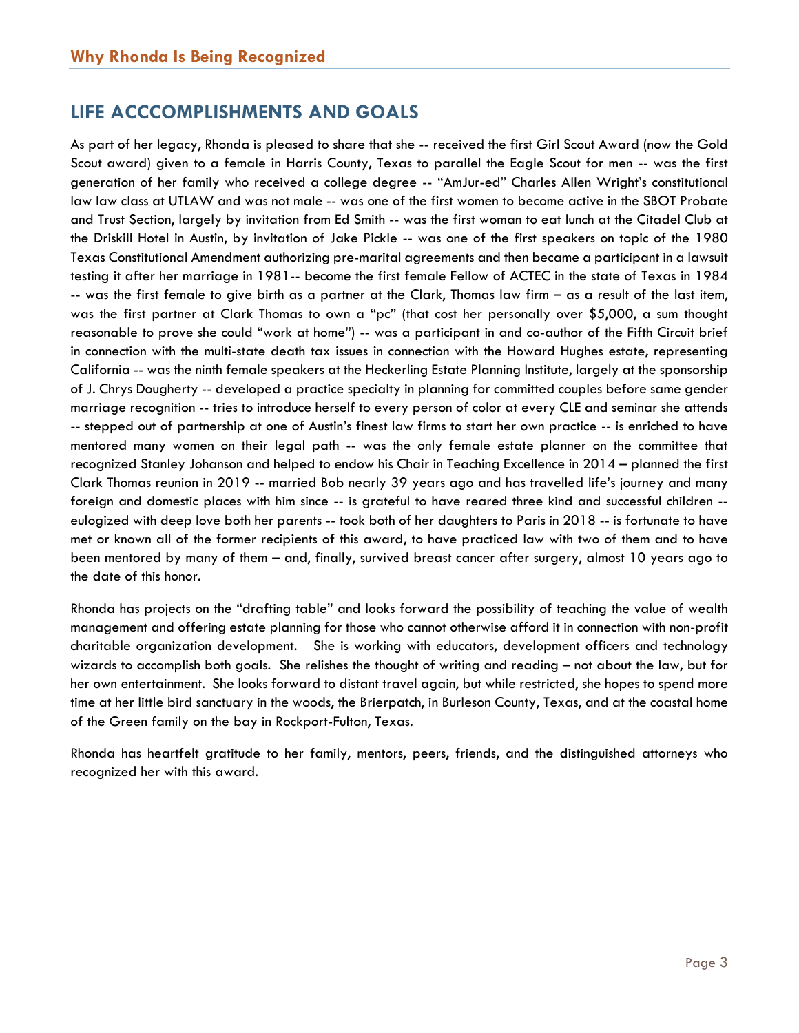## Why Rhonda Is Being Recognized

# LIFE ACCCOMPLISHMENTS AND GOALS

As part of her legacy, Rhonda is pleased to share that she -- received the first Girl Scout Award (now the Gold Scout award) given to a female in Harris County, Texas to parallel the Eagle Scout for men -- was the first generation of her family who received a college degree -- "AmJur-ed" Charles Allen Wright's constitutional law law class at UTLAW and was not male -- was one of the first women to become active in the SBOT Probate and Trust Section, largely by invitation from Ed Smith -- was the first woman to eat lunch at the Citadel Club at the Driskill Hotel in Austin, by invitation of Jake Pickle -- was one of the first speakers on topic of the 1980 Texas Constitutional Amendment authorizing pre-marital agreements and then became a participant in a lawsuit testing it after her marriage in 1981-- become the first female Fellow of ACTEC in the state of Texas in 1984 -- was the first female to give birth as a partner at the Clark, Thomas law firm – as a result of the last item, was the first partner at Clark Thomas to own a "pc" (that cost her personally over $5,000, a sum thought reasonable to prove she could "work at home") -- was a participant in and co-author of the Fifth Circuit brief in connection with the multi-state death tax issues in connection with the Howard Hughes estate, representing California -- was the ninth female speakers at the Heckerling Estate Planning Institute, largely at the sponsorship of J. Chrys Dougherty -- developed a practice specialty in planning for committed couples before same gender marriage recognition -- tries to introduce herself to every person of color at every CLE and seminar she attends -- stepped out of partnership at one of Austin's finest law firms to start her own practice -- is enriched to have mentored many women on their legal path -- was the only female estate planner on the committee that recognized Stanley Johanson and helped to endow his Chair in Teaching Excellence in 2014 – planned the first Clark Thomas reunion in 2019 -- married Bob nearly 39 years ago and has travelled life's journey and many foreign and domestic places with him since -- is grateful to have reared three kind and successful children -- eulogized with deep love both her parents -- took both of her daughters to Paris in 2018 -- is fortunate to have met or known all of the former recipients of this award, to have practiced law with two of them and to have been mentored by many of them – and, finally, survived breast cancer after surgery, almost 10 years ago to the date of this honor.

Rhonda has projects on the "drafting table" and looks forward the possibility of teaching the value of wealth management and offering estate planning for those who cannot otherwise afford it in connection with non-profit charitable organization development. She is working with educators, development officers and technology wizards to accomplish both goals. She relishes the thought of writing and reading – not about the law, but for her own entertainment. She looks forward to distant travel again, but while restricted, she hopes to spend more time at her little bird sanctuary in the woods, the Brierpatch, in Burleson County, Texas, and at the coastal home of the Green family on the bay in Rockport-Fulton, Texas.

Rhonda has heartfelt gratitude to her family, mentors, peers, friends, and the distinguished attorneys who recognized her with this award.